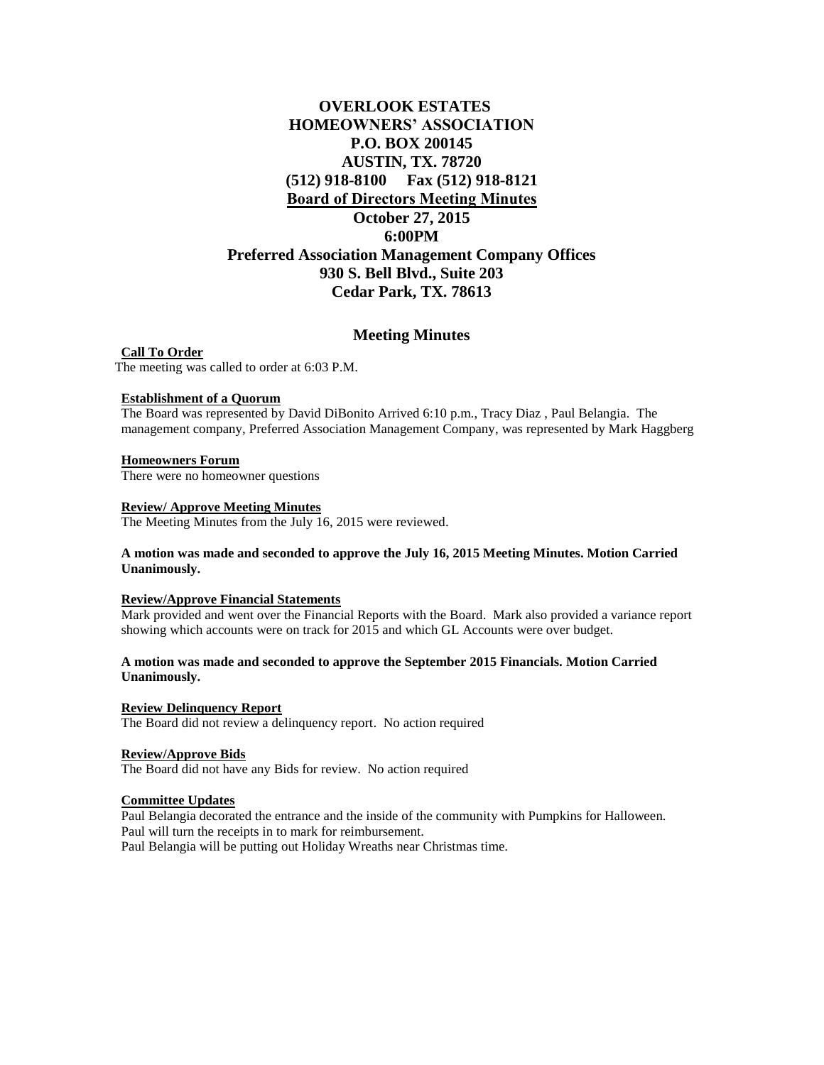# OVERLOOK ESTATES
# HOMEOWNERS' ASSOCIATION
# P.O. BOX 200145
# AUSTIN, TX. 78720
# (512) 918-8100 Fax (512) 918-8121

## Board of Directors Meeting Minutes

## October 27, 2015
## 6:00PM
## Preferred Association Management Company Offices
## 930 S. Bell Blvd., Suite 203
## Cedar Park, TX. 78613

## Meeting Minutes

**Call To Order**

The meeting was called to order at 6:03 P.M.

**Establishment of a Quorum**

The Board was represented by David DiBonito Arrived 6:10 p.m., Tracy Diaz , Paul Belangia. The management company, Preferred Association Management Company, was represented by Mark Haggberg

**Homeowners Forum**

There were no homeowner questions

**Review/ Approve Meeting Minutes**

The Meeting Minutes from the July 16, 2015 were reviewed.

**A motion was made and seconded to approve the July 16, 2015 Meeting Minutes. Motion Carried Unanimously.**

**Review/Approve Financial Statements**

Mark provided and went over the Financial Reports with the Board. Mark also provided a variance report showing which accounts were on track for 2015 and which GL Accounts were over budget.

**A motion was made and seconded to approve the September 2015 Financials. Motion Carried Unanimously.**

**Review Delinquency Report**

The Board did not review a delinquency report. No action required

**Review/Approve Bids**

The Board did not have any Bids for review. No action required

**Committee Updates**

Paul Belangia decorated the entrance and the inside of the community with Pumpkins for Halloween.
Paul will turn the receipts in to mark for reimbursement.
Paul Belangia will be putting out Holiday Wreaths near Christmas time.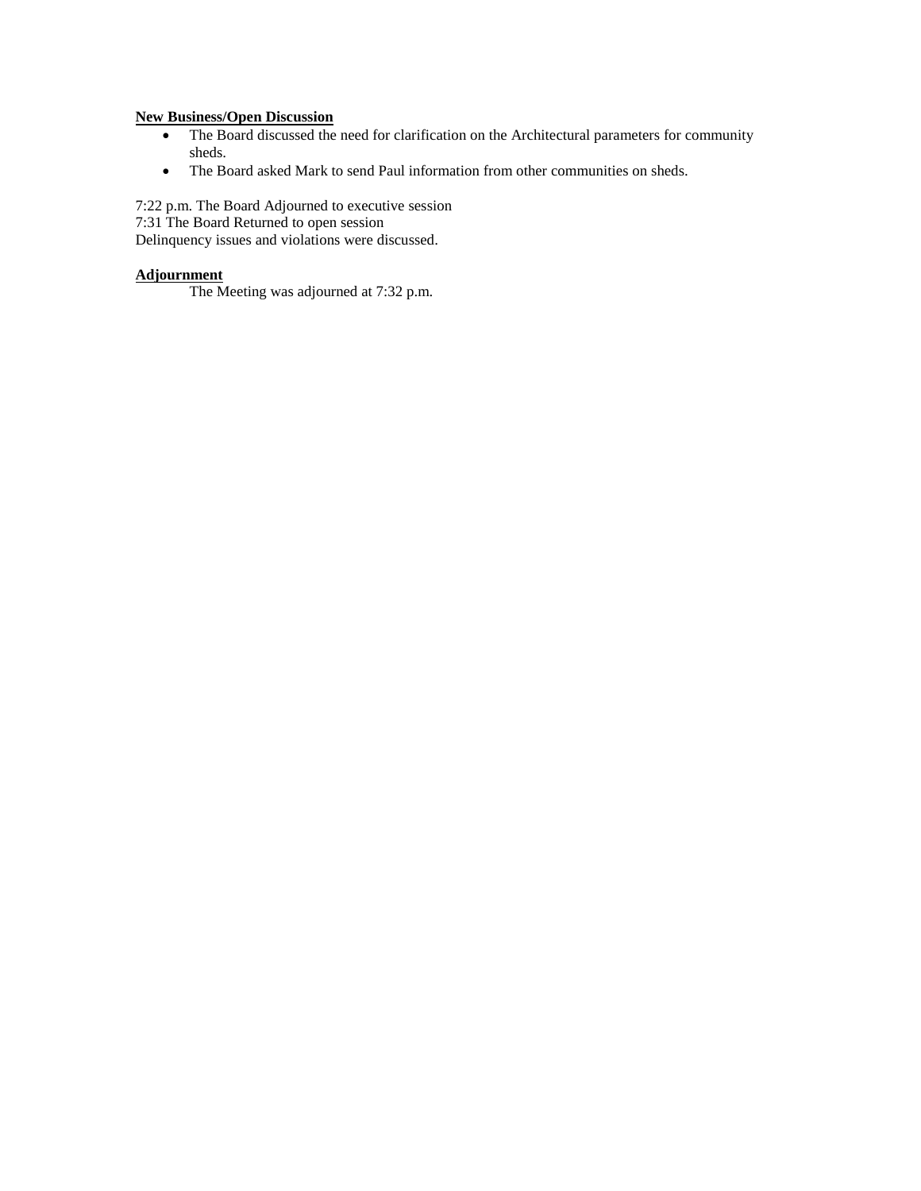**New Business/Open Discussion**

- The Board discussed the need for clarification on the Architectural parameters for community sheds.
- The Board asked Mark to send Paul information from other communities on sheds.

7:22 p.m. The Board Adjourned to executive session
7:31 The Board Returned to open session
Delinquency issues and violations were discussed.

**Adjournment**

The Meeting was adjourned at 7:32 p.m.